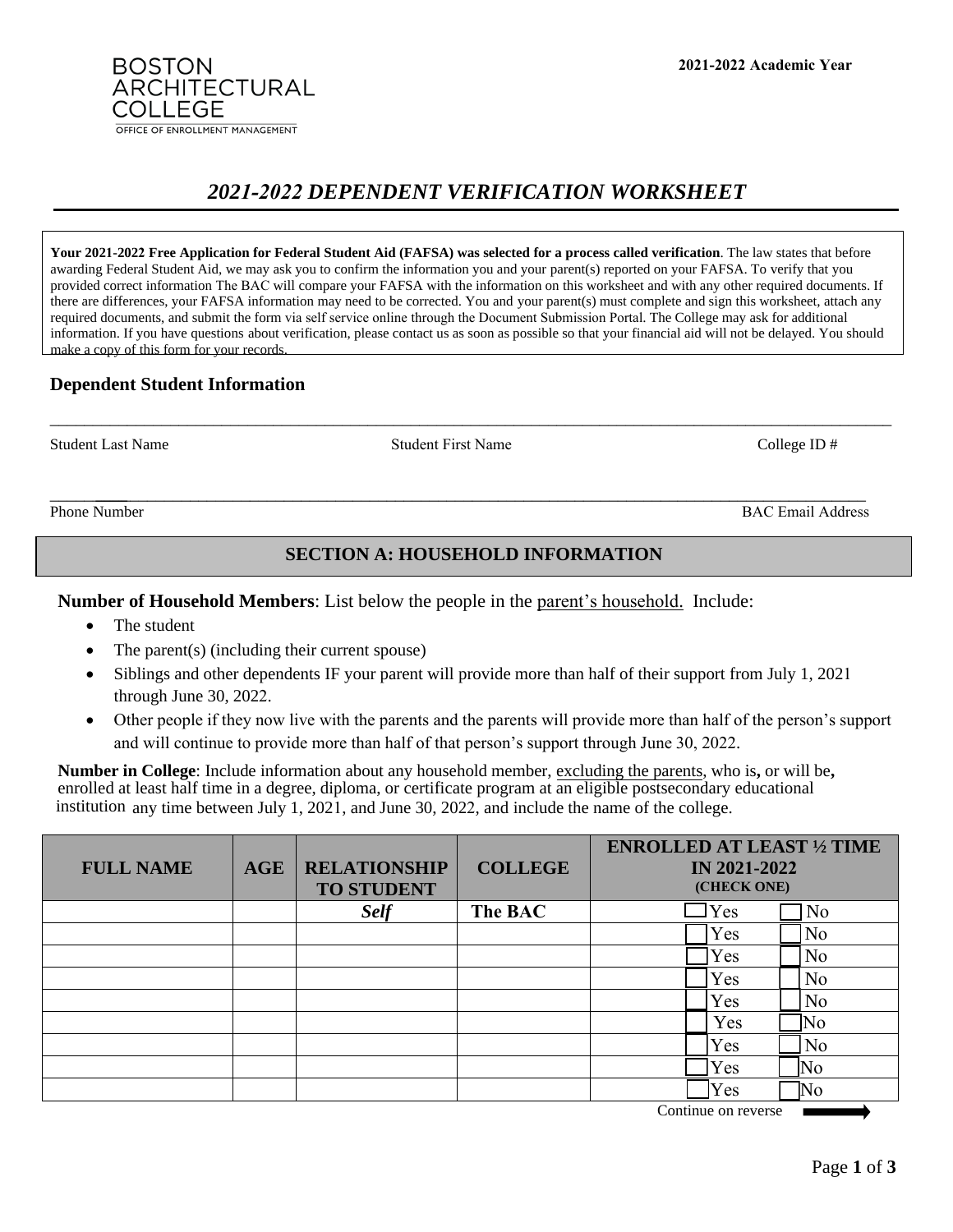BOSTON ARCHITECTURAL COLLEGE

OFFICE OF ENROLLMENT MANAGEMENT

**2021-2022 Academic Year**

# *2021-2022 DEPENDENT VERIFICATION WORKSHEET*

**Your 2021-2022 Free Application for Federal Student Aid (FAFSA) was selected for a process called verification**. The law states that before awarding Federal Student Aid, we may ask you to confirm the information you and your parent(s) reported on your FAFSA. To verify that you provided correct information The BAC will compare your FAFSA with the information on this worksheet and with any other required documents. If there are differences, your FAFSA information may need to be corrected. You and your parent(s) must complete and sign this worksheet, attach any required documents, and submit the form via self service online through the Document Submission Portal. The College may ask for additional information. If you have questions about verification, please contact us as soon as possible so that your financial aid will not be delayed. You should make a copy of this form for your records.

## Dependent Student Information

______________________________________________________________________________

Student Last Name | Student First Name | College ID #

______________________________________________________________________________

Phone Number | BAC Email Address

## SECTION A: HOUSEHOLD INFORMATION

**Number of Household Members**: List below the people in the parent's household. Include:

- The student
- The parent(s) (including their current spouse)
- Siblings and other dependents IF your parent will provide more than half of their support from July 1, 2021 through June 30, 2022.
- Other people if they now live with the parents and the parents will provide more than half of the person's support and will continue to provide more than half of that person's support through June 30, 2022.

**Number in College**: Include information about any household member, excluding the parents, who is**,** or will be**,** enrolled at least half time in a degree, diploma, or certificate program at an eligible postsecondary educational institution any time between July 1, 2021, and June 30, 2022, and include the name of the college.

| FULL NAME | AGE | RELATIONSHIP TO STUDENT | COLLEGE | ENROLLED AT LEAST ½ TIME IN 2021-2022 (CHECK ONE) |
|---|---|---|---|---|
| | | *Self* | **The BAC** | ☐ Yes ☐ No |
| | | | | ☐ Yes ☐ No |
| | | | | ☐ Yes ☐ No |
| | | | | ☐ Yes ☐ No |
| | | | | ☐ Yes ☐ No |
| | | | | ☐ Yes ☐ No |
| | | | | ☐ Yes ☐ No |
| | | | | ☐ Yes ☐ No |
| | | | | ☐ Yes ☐ No |

Continue on reverse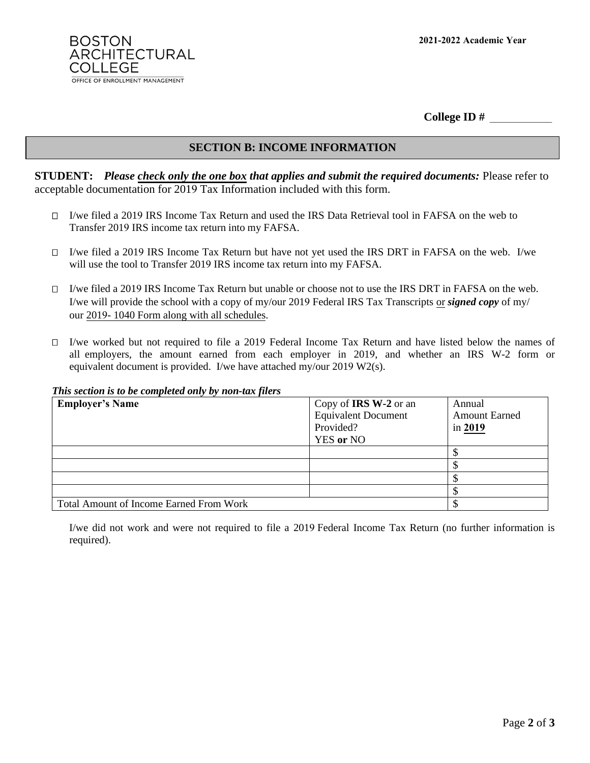**BOSTON ARCHITECTURAL COLLEGE**
OFFICE OF ENROLLMENT MANAGEMENT

**2021-2022 Academic Year**

**College ID #** ___________

## SECTION B: INCOME INFORMATION

**STUDENT:** ***Please check only the one box that applies and submit the required documents:*** Please refer to acceptable documentation for 2019 Tax Information included with this form.

- ☐ I/we filed a 2019 IRS Income Tax Return and used the IRS Data Retrieval tool in FAFSA on the web to Transfer 2019 IRS income tax return into my FAFSA.

- ☐ I/we filed a 2019 IRS Income Tax Return but have not yet used the IRS DRT in FAFSA on the web. I/we will use the tool to Transfer 2019 IRS income tax return into my FAFSA.

- ☐ I/we filed a 2019 IRS Income Tax Return but unable or choose not to use the IRS DRT in FAFSA on the web. I/we will provide the school with a copy of my/our 2019 Federal IRS Tax Transcripts or ***signed copy*** of my/our 2019- 1040 Form along with all schedules.

- ☐ I/we worked but not required to file a 2019 Federal Income Tax Return and have listed below the names of all employers, the amount earned from each employer in 2019, and whether an IRS W-2 form or equivalent document is provided. I/we have attached my/our 2019 W2(s).

***This section is to be completed only by non-tax filers***

| **Employer's Name** | Copy of **IRS W-2** or an Equivalent Document Provided? YES **or** NO | Annual Amount Earned in **2019** |
|---|---|---|
| | | $ |
| | | $ |
| | | $ |
| | | $ |
| Total Amount of Income Earned From Work | | $ |

I/we did not work and were not required to file a 2019 Federal Income Tax Return (no further information is required).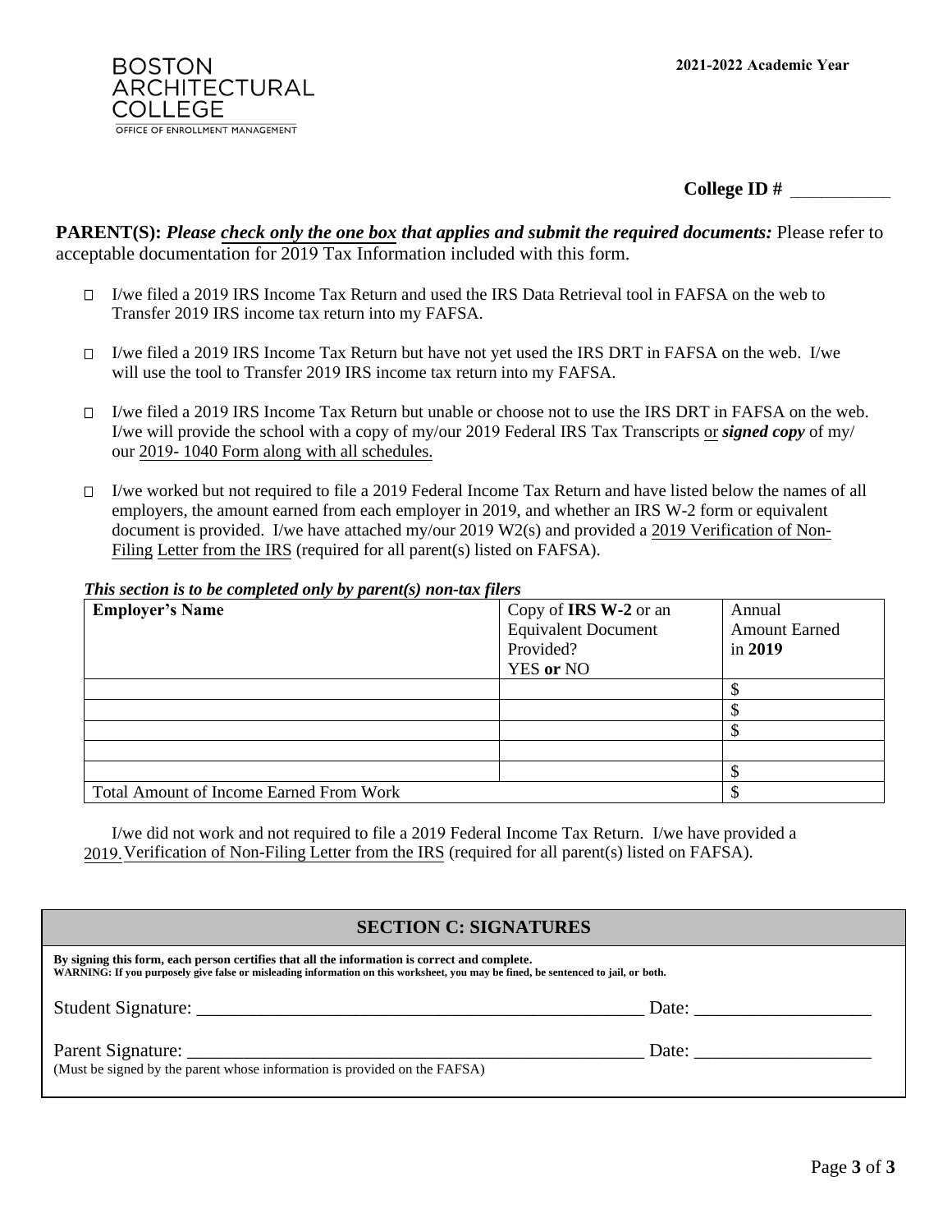BOSTON ARCHITECTURAL COLLEGE
OFFICE OF ENROLLMENT MANAGEMENT

**2021-2022 Academic Year**

**College ID #** \_\_\_\_\_\_\_\_\_\_\_

**PARENT(S):** ***Please check only the one box that applies and submit the required documents:*** Please refer to acceptable documentation for 2019 Tax Information included with this form.

- ☐ I/we filed a 2019 IRS Income Tax Return and used the IRS Data Retrieval tool in FAFSA on the web to Transfer 2019 IRS income tax return into my FAFSA.
- ☐ I/we filed a 2019 IRS Income Tax Return but have not yet used the IRS DRT in FAFSA on the web. I/we will use the tool to Transfer 2019 IRS income tax return into my FAFSA.
- ☐ I/we filed a 2019 IRS Income Tax Return but unable or choose not to use the IRS DRT in FAFSA on the web. I/we will provide the school with a copy of my/our 2019 Federal IRS Tax Transcripts or ***signed copy*** of my/ our 2019- 1040 Form along with all schedules.
- ☐ I/we worked but not required to file a 2019 Federal Income Tax Return and have listed below the names of all employers, the amount earned from each employer in 2019, and whether an IRS W-2 form or equivalent document is provided. I/we have attached my/our 2019 W2(s) and provided a 2019 Verification of Non-Filing Letter from the IRS (required for all parent(s) listed on FAFSA).

***This section is to be completed only by parent(s) non-tax filers***

| **Employer's Name** | Copy of **IRS W-2** or an Equivalent Document Provided? YES **or** NO | Annual Amount Earned in **2019** |
|---|---|---|
| | | $ |
| | | $ |
| | | $ |
| | | |
| | | $ |
| Total Amount of Income Earned From Work | | $ |

I/we did not work and not required to file a 2019 Federal Income Tax Return. I/we have provided a 2019 Verification of Non-Filing Letter from the IRS (required for all parent(s) listed on FAFSA).

## SECTION C: SIGNATURES

**By signing this form, each person certifies that all the information is correct and complete.**
**WARNING: If you purposely give false or misleading information on this worksheet, you may be fined, be sentenced to jail, or both.**

Student Signature: \_\_\_\_\_\_\_\_\_\_\_\_\_\_\_\_\_\_\_\_\_\_\_\_\_\_\_\_\_\_\_\_\_\_\_\_\_\_\_\_\_\_\_\_\_\_ Date: \_\_\_\_\_\_\_\_\_\_\_\_\_\_\_\_\_\_

Parent Signature: \_\_\_\_\_\_\_\_\_\_\_\_\_\_\_\_\_\_\_\_\_\_\_\_\_\_\_\_\_\_\_\_\_\_\_\_\_\_\_\_\_\_\_\_\_\_\_ Date: \_\_\_\_\_\_\_\_\_\_\_\_\_\_\_\_\_\_
(Must be signed by the parent whose information is provided on the FAFSA)